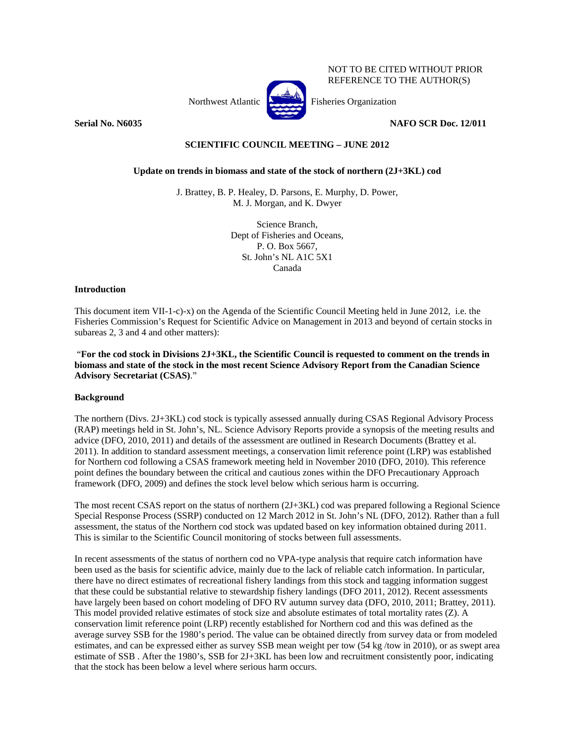NOT TO BE CITED WITHOUT PRIOR REFERENCE TO THE AUTHOR(S)

Northwest Atlantic Fisheries Organization

**Serial No. N6035** **NAFO SCR Doc. 12/011**

**SCIENTIFIC COUNCIL MEETING – JUNE 2012**

**Update on trends in biomass and state of the stock of northern (2J+3KL) cod**

J. Brattey, B. P. Healey, D. Parsons, E. Murphy, D. Power, M. J. Morgan, and K. Dwyer

Science Branch,
Dept of Fisheries and Oceans,
P. O. Box 5667,
St. John's NL A1C 5X1
Canada

## Introduction

This document item VII-1-c)-x) on the Agenda of the Scientific Council Meeting held in June 2012, i.e. the Fisheries Commission's Request for Scientific Advice on Management in 2013 and beyond of certain stocks in subareas 2, 3 and 4 and other matters):

"**For the cod stock in Divisions 2J+3KL, the Scientific Council is requested to comment on the trends in biomass and state of the stock in the most recent Science Advisory Report from the Canadian Science Advisory Secretariat (CSAS)**."

## Background

The northern (Divs. 2J+3KL) cod stock is typically assessed annually during CSAS Regional Advisory Process (RAP) meetings held in St. John's, NL. Science Advisory Reports provide a synopsis of the meeting results and advice (DFO, 2010, 2011) and details of the assessment are outlined in Research Documents (Brattey et al. 2011). In addition to standard assessment meetings, a conservation limit reference point (LRP) was established for Northern cod following a CSAS framework meeting held in November 2010 (DFO, 2010). This reference point defines the boundary between the critical and cautious zones within the DFO Precautionary Approach framework (DFO, 2009) and defines the stock level below which serious harm is occurring.

The most recent CSAS report on the status of northern (2J+3KL) cod was prepared following a Regional Science Special Response Process (SSRP) conducted on 12 March 2012 in St. John's NL (DFO, 2012). Rather than a full assessment, the status of the Northern cod stock was updated based on key information obtained during 2011. This is similar to the Scientific Council monitoring of stocks between full assessments.

In recent assessments of the status of northern cod no VPA-type analysis that require catch information have been used as the basis for scientific advice, mainly due to the lack of reliable catch information. In particular, there have no direct estimates of recreational fishery landings from this stock and tagging information suggest that these could be substantial relative to stewardship fishery landings (DFO 2011, 2012). Recent assessments have largely been based on cohort modeling of DFO RV autumn survey data (DFO, 2010, 2011; Brattey, 2011). This model provided relative estimates of stock size and absolute estimates of total mortality rates (Z). A conservation limit reference point (LRP) recently established for Northern cod and this was defined as the average survey SSB for the 1980's period. The value can be obtained directly from survey data or from modeled estimates, and can be expressed either as survey SSB mean weight per tow (54 kg /tow in 2010), or as swept area estimate of SSB . After the 1980's, SSB for 2J+3KL has been low and recruitment consistently poor, indicating that the stock has been below a level where serious harm occurs.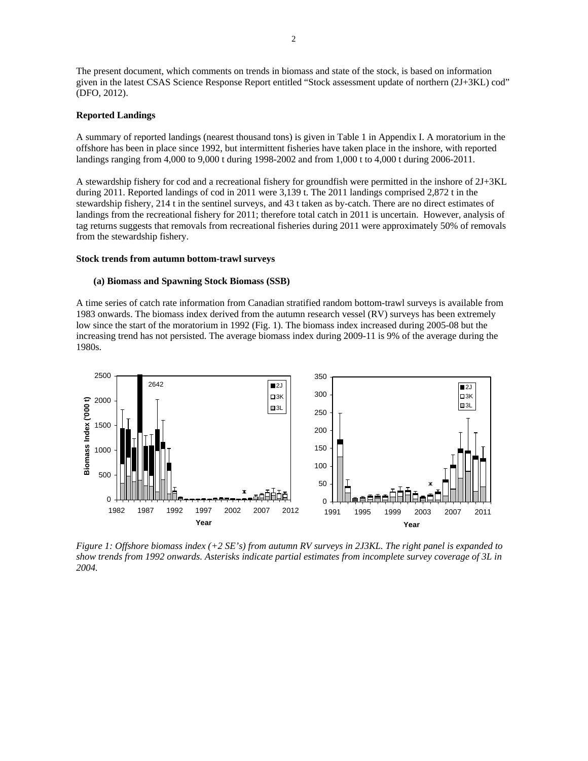The present document, which comments on trends in biomass and state of the stock, is based on information given in the latest CSAS Science Response Report entitled "Stock assessment update of northern (2J+3KL) cod" (DFO, 2012).

**Reported Landings**

A summary of reported landings (nearest thousand tons) is given in Table 1 in Appendix I. A moratorium in the offshore has been in place since 1992, but intermittent fisheries have taken place in the inshore, with reported landings ranging from 4,000 to 9,000 t during 1998-2002 and from 1,000 t to 4,000 t during 2006-2011.

A stewardship fishery for cod and a recreational fishery for groundfish were permitted in the inshore of 2J+3KL during 2011. Reported landings of cod in 2011 were 3,139 t. The 2011 landings comprised 2,872 t in the stewardship fishery, 214 t in the sentinel surveys, and 43 t taken as by-catch. There are no direct estimates of landings from the recreational fishery for 2011; therefore total catch in 2011 is uncertain. However, analysis of tag returns suggests that removals from recreational fisheries during 2011 were approximately 50% of removals from the stewardship fishery.

**Stock trends from autumn bottom-trawl surveys**

**(a) Biomass and Spawning Stock Biomass (SSB)**

A time series of catch rate information from Canadian stratified random bottom-trawl surveys is available from 1983 onwards. The biomass index derived from the autumn research vessel (RV) surveys has been extremely low since the start of the moratorium in 1992 (Fig. 1). The biomass index increased during 2005-08 but the increasing trend has not persisted. The average biomass index during 2009-11 is 9% of the average during the 1980s.

*Figure 1: Offshore biomass index (+2 SE's) from autumn RV surveys in 2J3KL. The right panel is expanded to show trends from 1992 onwards. Asterisks indicate partial estimates from incomplete survey coverage of 3L in 2004.*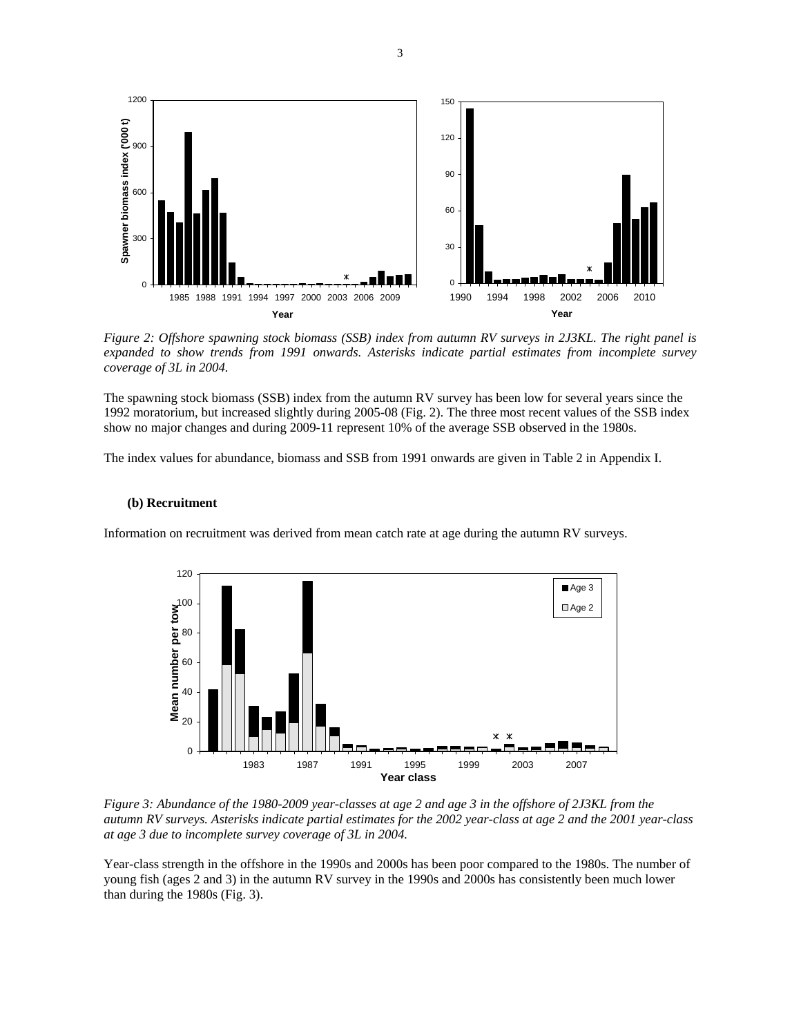*Figure 2: Offshore spawning stock biomass (SSB) index from autumn RV surveys in 2J3KL. The right panel is expanded to show trends from 1991 onwards. Asterisks indicate partial estimates from incomplete survey coverage of 3L in 2004.*

The spawning stock biomass (SSB) index from the autumn RV survey has been low for several years since the 1992 moratorium, but increased slightly during 2005-08 (Fig. 2). The three most recent values of the SSB index show no major changes and during 2009-11 represent 10% of the average SSB observed in the 1980s.

The index values for abundance, biomass and SSB from 1991 onwards are given in Table 2 in Appendix I.

### (b) Recruitment

Information on recruitment was derived from mean catch rate at age during the autumn RV surveys.

*Figure 3: Abundance of the 1980-2009 year-classes at age 2 and age 3 in the offshore of 2J3KL from the autumn RV surveys. Asterisks indicate partial estimates for the 2002 year-class at age 2 and the 2001 year-class at age 3 due to incomplete survey coverage of 3L in 2004.*

Year-class strength in the offshore in the 1990s and 2000s has been poor compared to the 1980s. The number of young fish (ages 2 and 3) in the autumn RV survey in the 1990s and 2000s has consistently been much lower than during the 1980s (Fig. 3).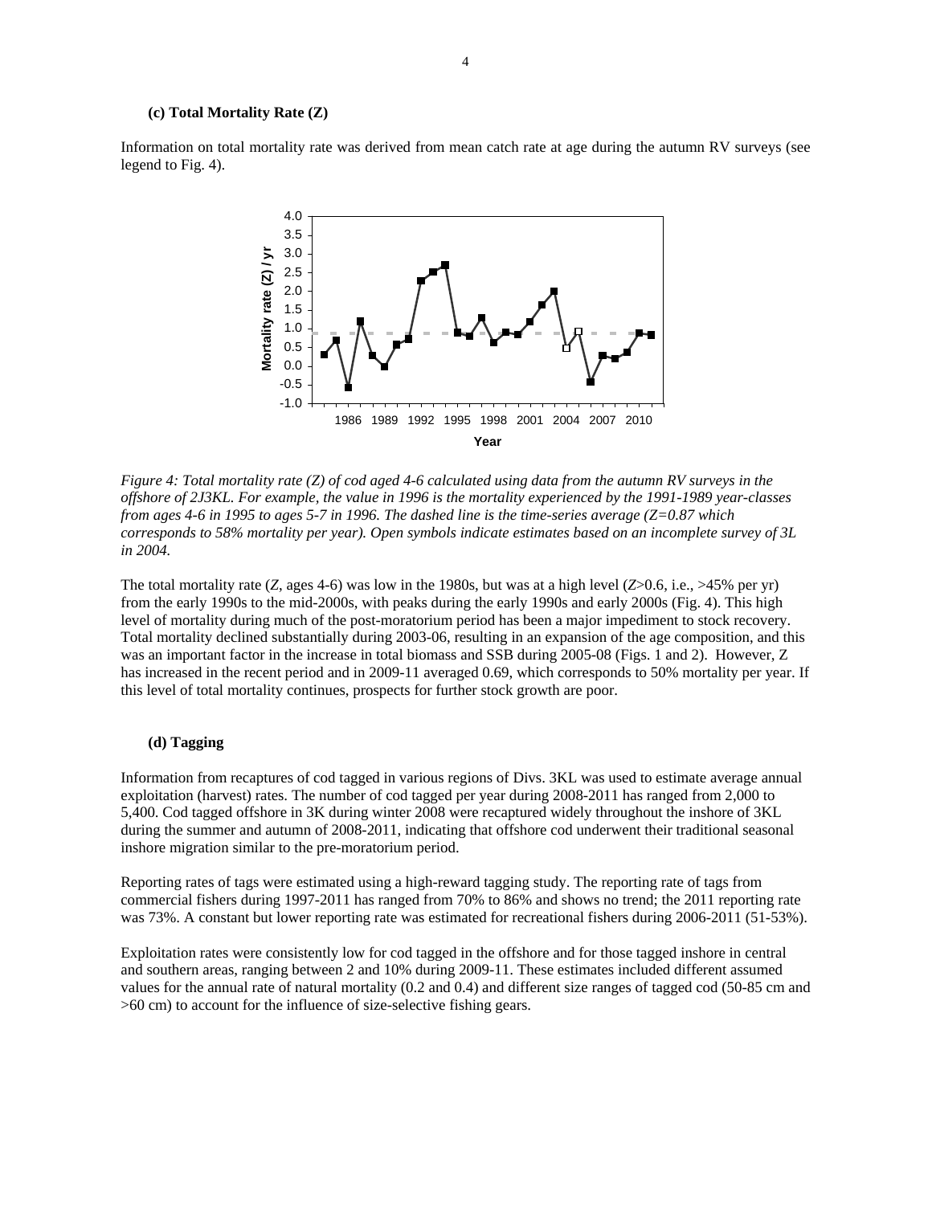### (c) Total Mortality Rate (Z)

Information on total mortality rate was derived from mean catch rate at age during the autumn RV surveys (see legend to Fig. 4).

*Figure 4: Total mortality rate (Z) of cod aged 4-6 calculated using data from the autumn RV surveys in the offshore of 2J3KL. For example, the value in 1996 is the mortality experienced by the 1991-1989 year-classes from ages 4-6 in 1995 to ages 5-7 in 1996. The dashed line is the time-series average (Z=0.87 which corresponds to 58% mortality per year). Open symbols indicate estimates based on an incomplete survey of 3L in 2004.*

The total mortality rate (*Z*, ages 4-6) was low in the 1980s, but was at a high level (*Z*>0.6, i.e., >45% per yr) from the early 1990s to the mid-2000s, with peaks during the early 1990s and early 2000s (Fig. 4). This high level of mortality during much of the post-moratorium period has been a major impediment to stock recovery. Total mortality declined substantially during 2003-06, resulting in an expansion of the age composition, and this was an important factor in the increase in total biomass and SSB during 2005-08 (Figs. 1 and 2). However, Z has increased in the recent period and in 2009-11 averaged 0.69, which corresponds to 50% mortality per year. If this level of total mortality continues, prospects for further stock growth are poor.

### (d) Tagging

Information from recaptures of cod tagged in various regions of Divs. 3KL was used to estimate average annual exploitation (harvest) rates. The number of cod tagged per year during 2008-2011 has ranged from 2,000 to 5,400. Cod tagged offshore in 3K during winter 2008 were recaptured widely throughout the inshore of 3KL during the summer and autumn of 2008-2011, indicating that offshore cod underwent their traditional seasonal inshore migration similar to the pre-moratorium period.

Reporting rates of tags were estimated using a high-reward tagging study. The reporting rate of tags from commercial fishers during 1997-2011 has ranged from 70% to 86% and shows no trend; the 2011 reporting rate was 73%. A constant but lower reporting rate was estimated for recreational fishers during 2006-2011 (51-53%).

Exploitation rates were consistently low for cod tagged in the offshore and for those tagged inshore in central and southern areas, ranging between 2 and 10% during 2009-11. These estimates included different assumed values for the annual rate of natural mortality (0.2 and 0.4) and different size ranges of tagged cod (50-85 cm and >60 cm) to account for the influence of size-selective fishing gears.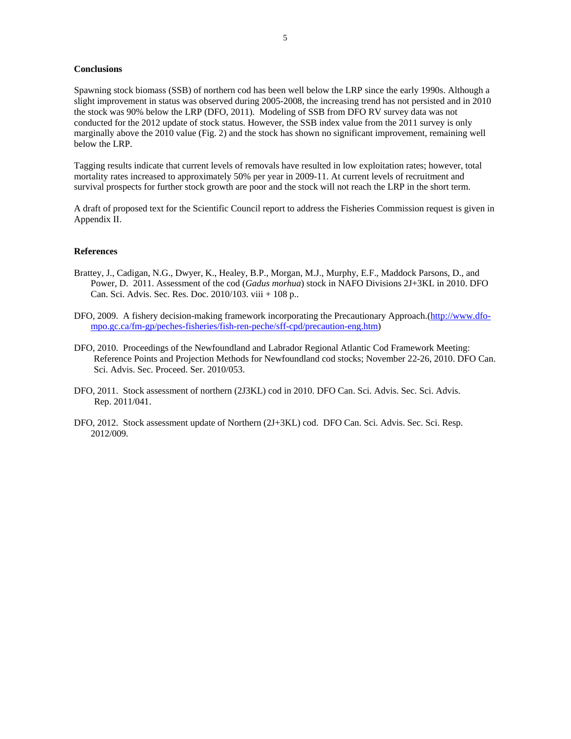## Conclusions

Spawning stock biomass (SSB) of northern cod has been well below the LRP since the early 1990s. Although a slight improvement in status was observed during 2005-2008, the increasing trend has not persisted and in 2010 the stock was 90% below the LRP (DFO, 2011). Modeling of SSB from DFO RV survey data was not conducted for the 2012 update of stock status. However, the SSB index value from the 2011 survey is only marginally above the 2010 value (Fig. 2) and the stock has shown no significant improvement, remaining well below the LRP.

Tagging results indicate that current levels of removals have resulted in low exploitation rates; however, total mortality rates increased to approximately 50% per year in 2009-11. At current levels of recruitment and survival prospects for further stock growth are poor and the stock will not reach the LRP in the short term.

A draft of proposed text for the Scientific Council report to address the Fisheries Commission request is given in Appendix II.

## References

Brattey, J., Cadigan, N.G., Dwyer, K., Healey, B.P., Morgan, M.J., Murphy, E.F., Maddock Parsons, D., and Power, D. 2011. Assessment of the cod (*Gadus morhua*) stock in NAFO Divisions 2J+3KL in 2010. DFO Can. Sci. Advis. Sec. Res. Doc. 2010/103. viii + 108 p..

DFO, 2009. A fishery decision-making framework incorporating the Precautionary Approach.(http://www.dfo-mpo.gc.ca/fm-gp/peches-fisheries/fish-ren-peche/sff-cpd/precaution-eng.htm)

DFO, 2010. Proceedings of the Newfoundland and Labrador Regional Atlantic Cod Framework Meeting: Reference Points and Projection Methods for Newfoundland cod stocks; November 22-26, 2010. DFO Can. Sci. Advis. Sec. Proceed. Ser. 2010/053.

DFO, 2011. Stock assessment of northern (2J3KL) cod in 2010. DFO Can. Sci. Advis. Sec. Sci. Advis. Rep. 2011/041.

DFO, 2012. Stock assessment update of Northern (2J+3KL) cod. DFO Can. Sci. Advis. Sec. Sci. Resp. 2012/009.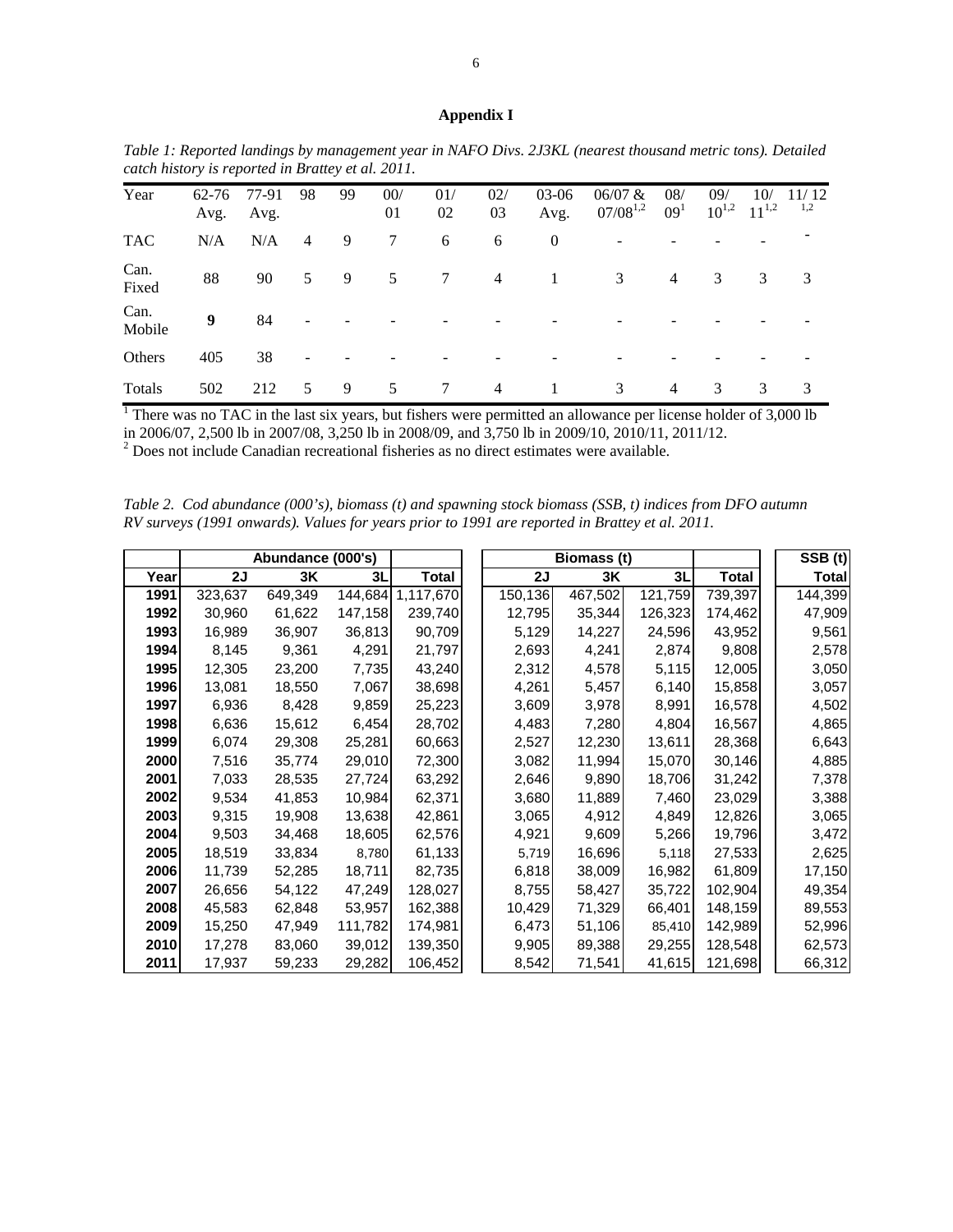## Appendix I

*Table 1: Reported landings by management year in NAFO Divs. 2J3KL (nearest thousand metric tons). Detailed catch history is reported in Brattey et al. 2011.*

| Year | 62-76 Avg. | 77-91 Avg. | 98 | 99 | 00/01 | 01/02 | 02/03 | 03-06 Avg. | 06/07 & 07/08[1,2] | 08/09[1] | 09/10[1,2] | 10/11[1,2] | 11/12[1,2] |
|---|---|---|---|---|---|---|---|---|---|---|---|---|---|
| TAC | N/A | N/A | 4 | 9 | 7 | 6 | 6 | 0 | - | - | - | - | - |
| Can. Fixed | 88 | 90 | 5 | 9 | 5 | 7 | 4 | 1 | 3 | 4 | 3 | 3 | 3 |
| Can. Mobile | **9** | 84 | - | - | - | - | - | - | - | - | - | - | - |
| Others | 405 | 38 | - | - | - | - | - | - | - | - | - | - | - |
| Totals | 502 | 212 | 5 | 9 | 5 | 7 | 4 | 1 | 3 | 4 | 3 | 3 | 3 |

[1] There was no TAC in the last six years, but fishers were permitted an allowance per license holder of 3,000 lb in 2006/07, 2,500 lb in 2007/08, 3,250 lb in 2008/09, and 3,750 lb in 2009/10, 2010/11, 2011/12.
[2] Does not include Canadian recreational fisheries as no direct estimates were available.

*Table 2. Cod abundance (000's), biomass (t) and spawning stock biomass (SSB, t) indices from DFO autumn RV surveys (1991 onwards). Values for years prior to 1991 are reported in Brattey et al. 2011.*

| | Abundance (000's) | | | | Biomass (t) | | | | SSB (t) |
|---|---|---|---|---|---|---|---|---|---|
| **Year** | **2J** | **3K** | **3L** | **Total** | **2J** | **3K** | **3L** | **Total** | **Total** |
| **1991** | 323,637 | 649,349 | 144,684 | 1,117,670 | 150,136 | 467,502 | 121,759 | 739,397 | 144,399 |
| **1992** | 30,960 | 61,622 | 147,158 | 239,740 | 12,795 | 35,344 | 126,323 | 174,462 | 47,909 |
| **1993** | 16,989 | 36,907 | 36,813 | 90,709 | 5,129 | 14,227 | 24,596 | 43,952 | 9,561 |
| **1994** | 8,145 | 9,361 | 4,291 | 21,797 | 2,693 | 4,241 | 2,874 | 9,808 | 2,578 |
| **1995** | 12,305 | 23,200 | 7,735 | 43,240 | 2,312 | 4,578 | 5,115 | 12,005 | 3,050 |
| **1996** | 13,081 | 18,550 | 7,067 | 38,698 | 4,261 | 5,457 | 6,140 | 15,858 | 3,057 |
| **1997** | 6,936 | 8,428 | 9,859 | 25,223 | 3,609 | 3,978 | 8,991 | 16,578 | 4,502 |
| **1998** | 6,636 | 15,612 | 6,454 | 28,702 | 4,483 | 7,280 | 4,804 | 16,567 | 4,865 |
| **1999** | 6,074 | 29,308 | 25,281 | 60,663 | 2,527 | 12,230 | 13,611 | 28,368 | 6,643 |
| **2000** | 7,516 | 35,774 | 29,010 | 72,300 | 3,082 | 11,994 | 15,070 | 30,146 | 4,885 |
| **2001** | 7,033 | 28,535 | 27,724 | 63,292 | 2,646 | 9,890 | 18,706 | 31,242 | 7,378 |
| **2002** | 9,534 | 41,853 | 10,984 | 62,371 | 3,680 | 11,889 | 7,460 | 23,029 | 3,388 |
| **2003** | 9,315 | 19,908 | 13,638 | 42,861 | 3,065 | 4,912 | 4,849 | 12,826 | 3,065 |
| **2004** | 9,503 | 34,468 | 18,605 | 62,576 | 4,921 | 9,609 | 5,266 | 19,796 | 3,472 |
| **2005** | 18,519 | 33,834 | 8,780 | 61,133 | 5,719 | 16,696 | 5,118 | 27,533 | 2,625 |
| **2006** | 11,739 | 52,285 | 18,711 | 82,735 | 6,818 | 38,009 | 16,982 | 61,809 | 17,150 |
| **2007** | 26,656 | 54,122 | 47,249 | 128,027 | 8,755 | 58,427 | 35,722 | 102,904 | 49,354 |
| **2008** | 45,583 | 62,848 | 53,957 | 162,388 | 10,429 | 71,329 | 66,401 | 148,159 | 89,553 |
| **2009** | 15,250 | 47,949 | 111,782 | 174,981 | 6,473 | 51,106 | 85,410 | 142,989 | 52,996 |
| **2010** | 17,278 | 83,060 | 39,012 | 139,350 | 9,905 | 89,388 | 29,255 | 128,548 | 62,573 |
| **2011** | 17,937 | 59,233 | 29,282 | 106,452 | 8,542 | 71,541 | 41,615 | 121,698 | 66,312 |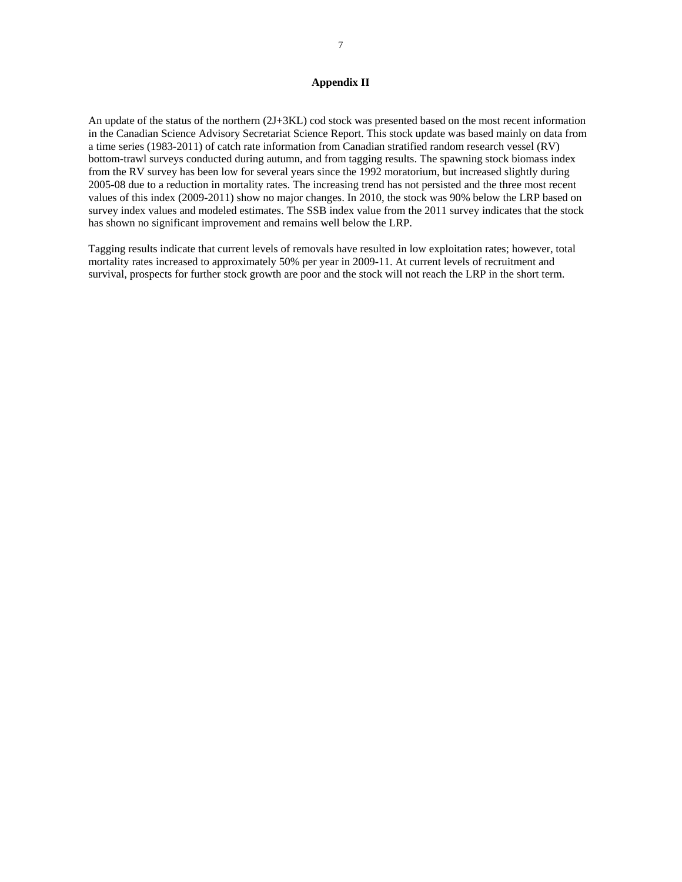## Appendix II

An update of the status of the northern (2J+3KL) cod stock was presented based on the most recent information in the Canadian Science Advisory Secretariat Science Report. This stock update was based mainly on data from a time series (1983-2011) of catch rate information from Canadian stratified random research vessel (RV) bottom-trawl surveys conducted during autumn, and from tagging results. The spawning stock biomass index from the RV survey has been low for several years since the 1992 moratorium, but increased slightly during 2005-08 due to a reduction in mortality rates. The increasing trend has not persisted and the three most recent values of this index (2009-2011) show no major changes. In 2010, the stock was 90% below the LRP based on survey index values and modeled estimates. The SSB index value from the 2011 survey indicates that the stock has shown no significant improvement and remains well below the LRP.

Tagging results indicate that current levels of removals have resulted in low exploitation rates; however, total mortality rates increased to approximately 50% per year in 2009-11. At current levels of recruitment and survival, prospects for further stock growth are poor and the stock will not reach the LRP in the short term.